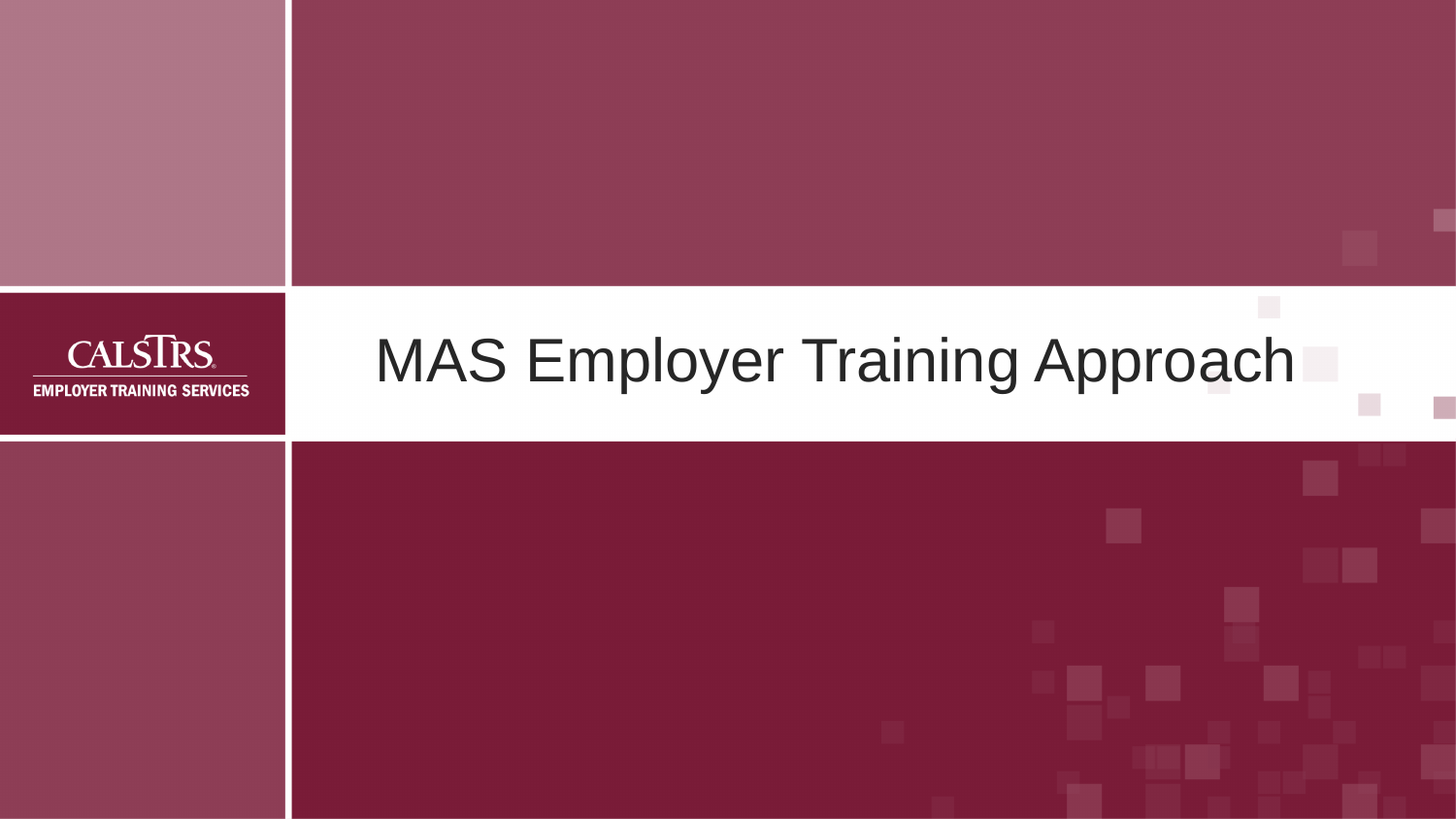CALSTRS
EMPLOYER TRAINING SERVICES

# MAS Employer Training Approach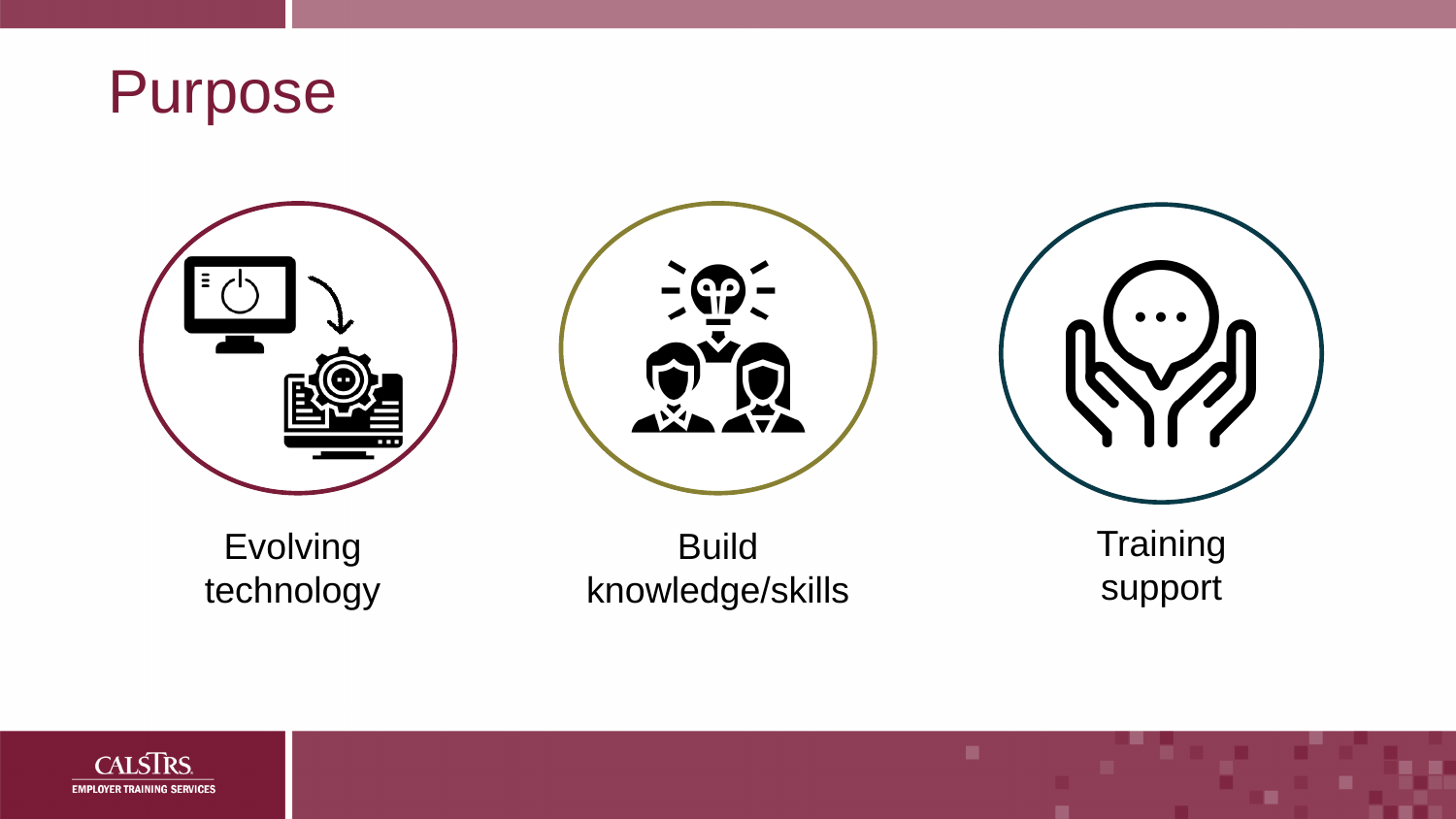# Purpose

- Evolving technology
- Build knowledge/skills
- Training support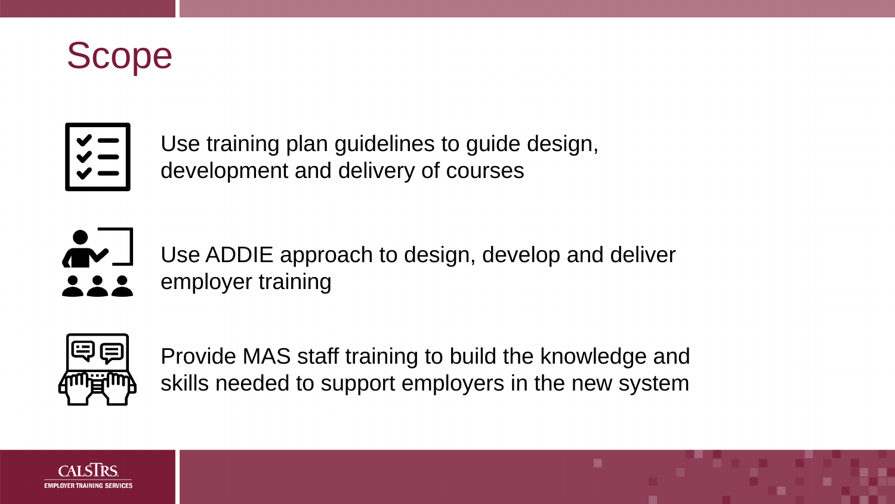# Scope

- Use training plan guidelines to guide design, development and delivery of courses
- Use ADDIE approach to design, develop and deliver employer training
- Provide MAS staff training to build the knowledge and skills needed to support employers in the new system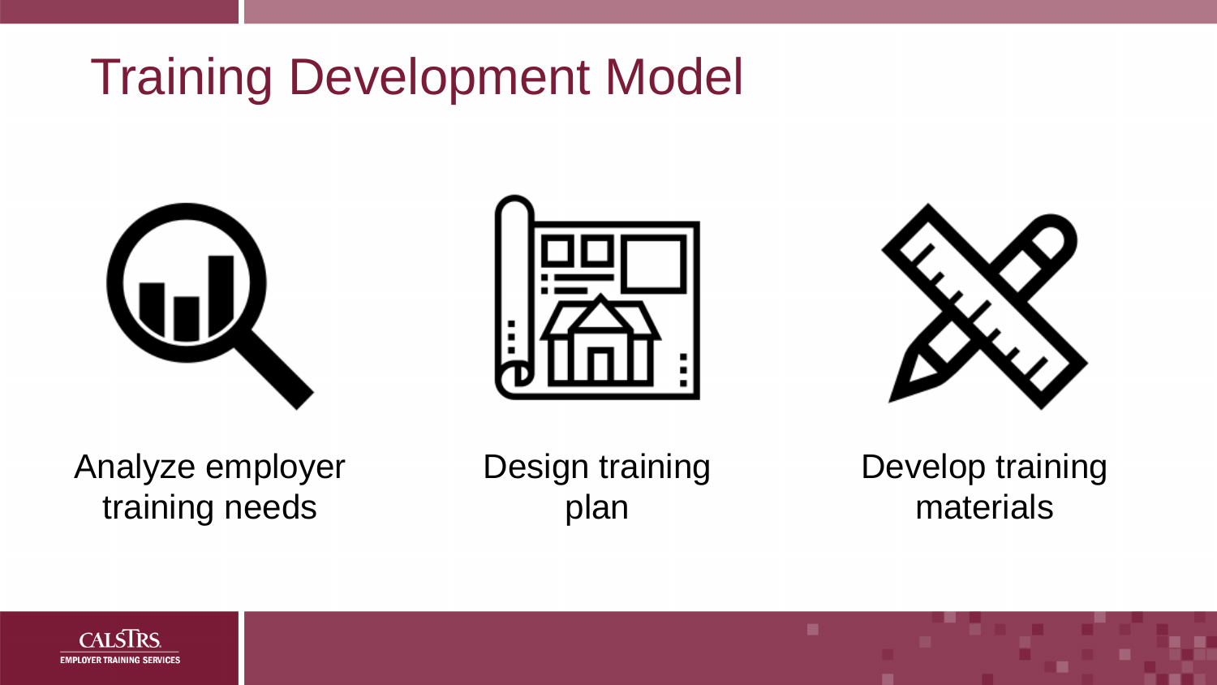# Training Development Model

Analyze employer training needs

Design training plan

Develop training materials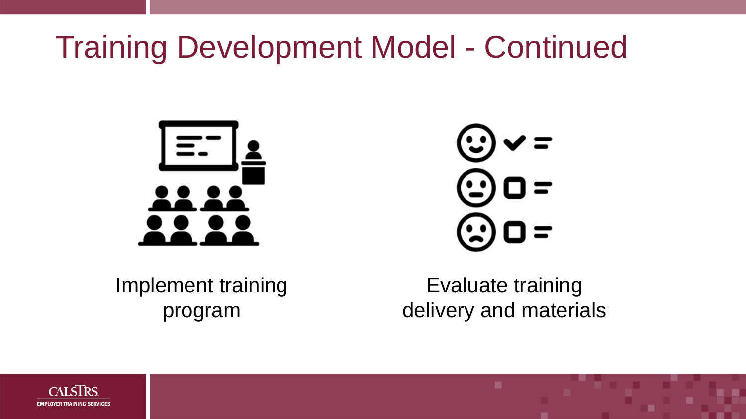# Training Development Model - Continued

Implement training program

Evaluate training delivery and materials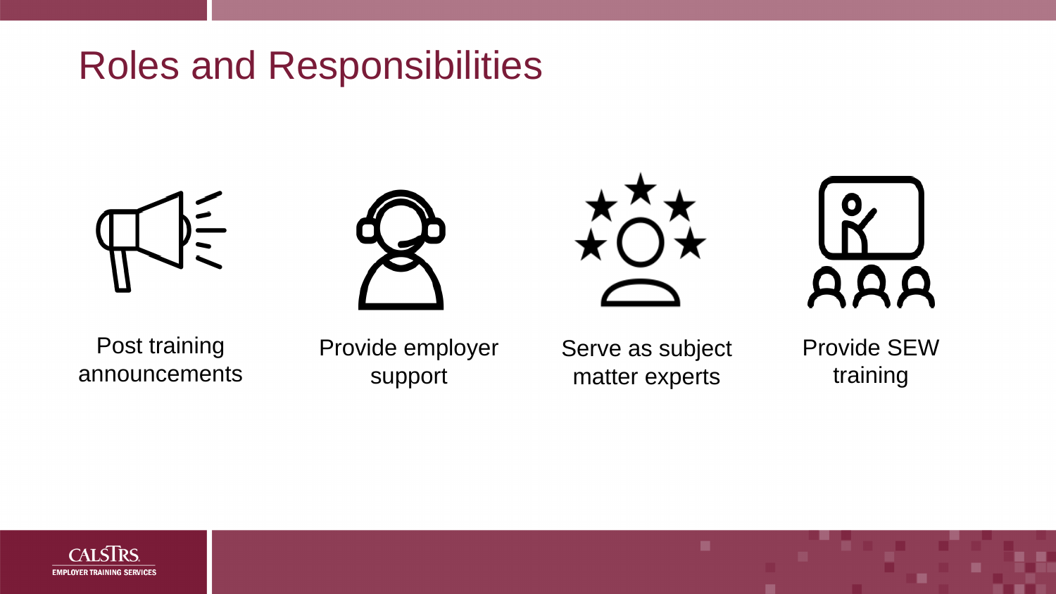# Roles and Responsibilities

- Post training announcements
- Provide employer support
- Serve as subject matter experts
- Provide SEW training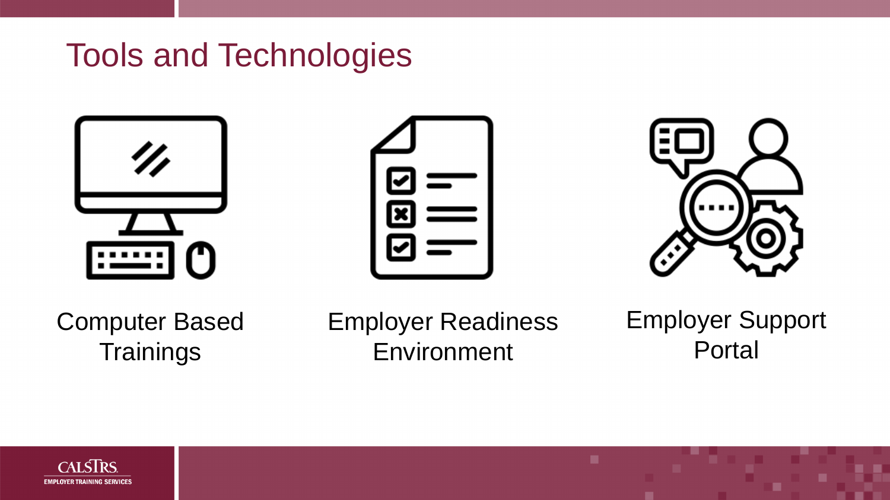# Tools and Technologies

- Computer Based Trainings
- Employer Readiness Environment
- Employer Support Portal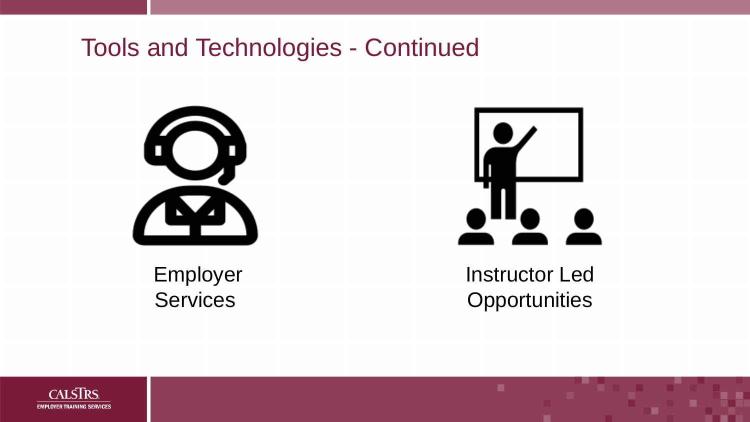# Tools and Technologies - Continued

Employer Services

Instructor Led Opportunities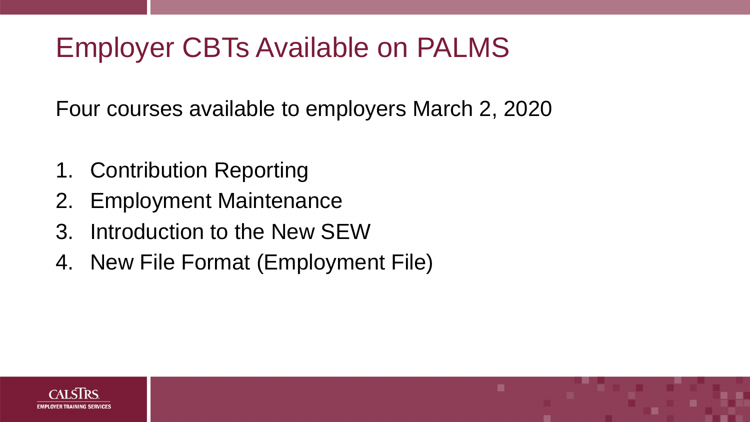# Employer CBTs Available on PALMS

Four courses available to employers March 2, 2020

1. Contribution Reporting
2. Employment Maintenance
3. Introduction to the New SEW
4. New File Format (Employment File)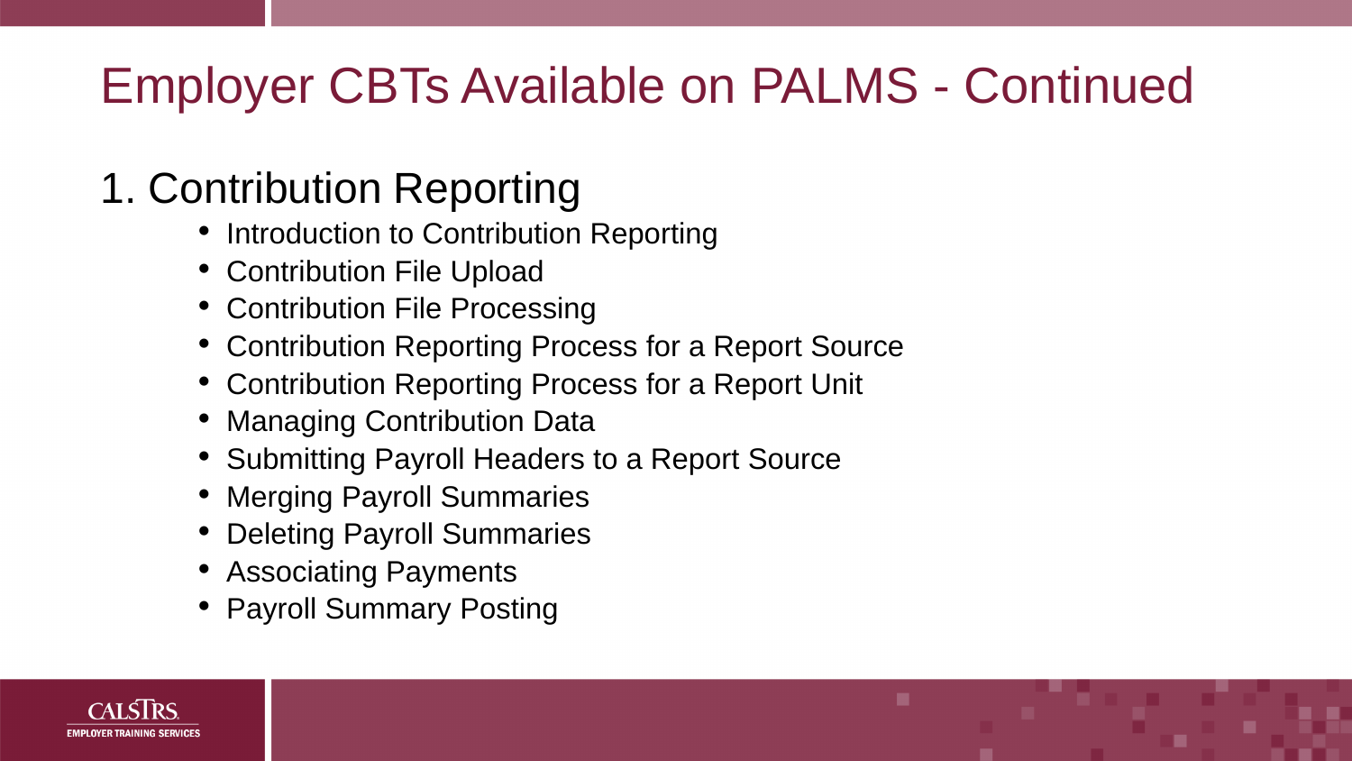# Employer CBTs Available on PALMS - Continued

## 1. Contribution Reporting

- Introduction to Contribution Reporting
- Contribution File Upload
- Contribution File Processing
- Contribution Reporting Process for a Report Source
- Contribution Reporting Process for a Report Unit
- Managing Contribution Data
- Submitting Payroll Headers to a Report Source
- Merging Payroll Summaries
- Deleting Payroll Summaries
- Associating Payments
- Payroll Summary Posting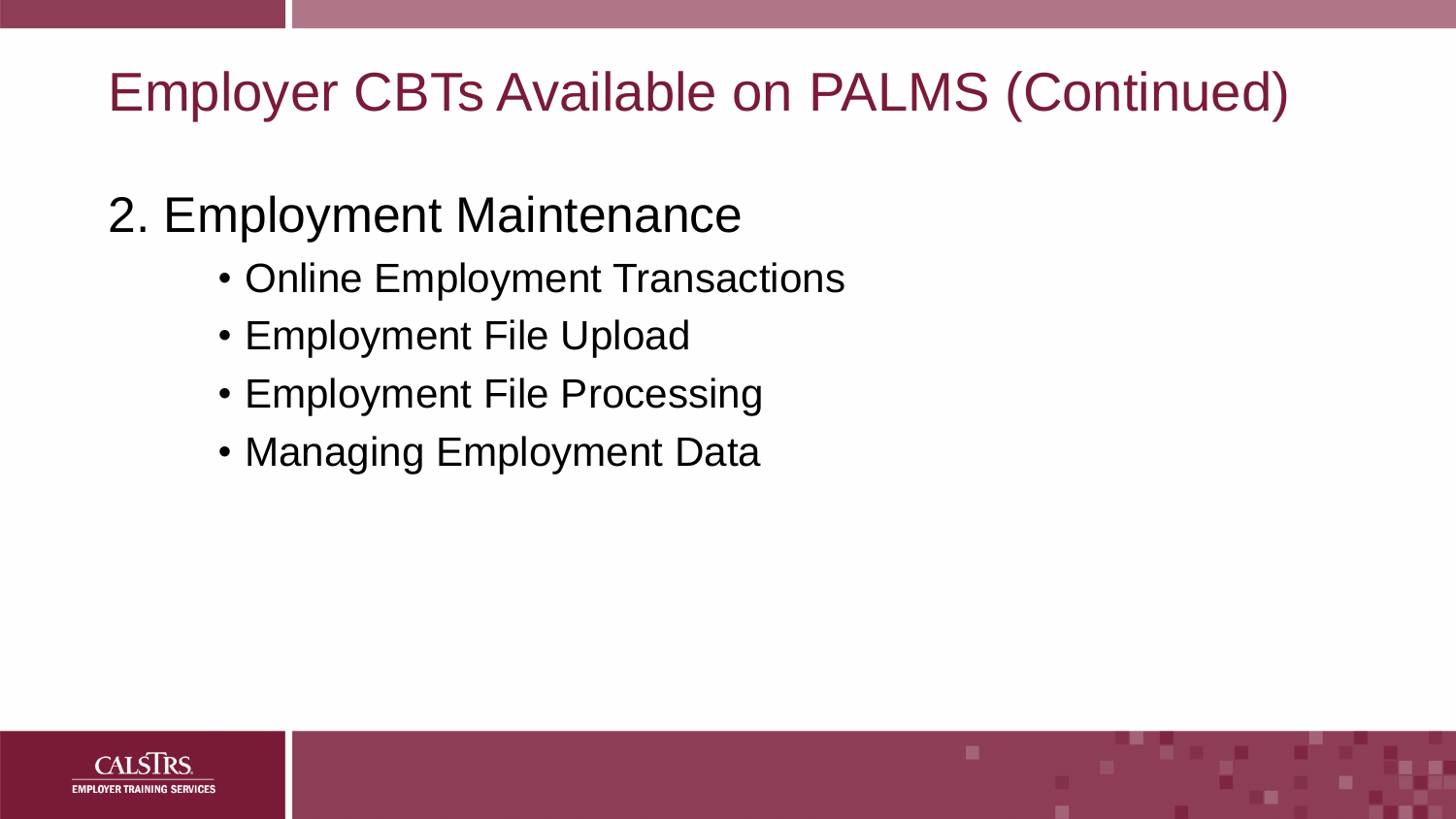# Employer CBTs Available on PALMS (Continued)

## 2. Employment Maintenance

- Online Employment Transactions
- Employment File Upload
- Employment File Processing
- Managing Employment Data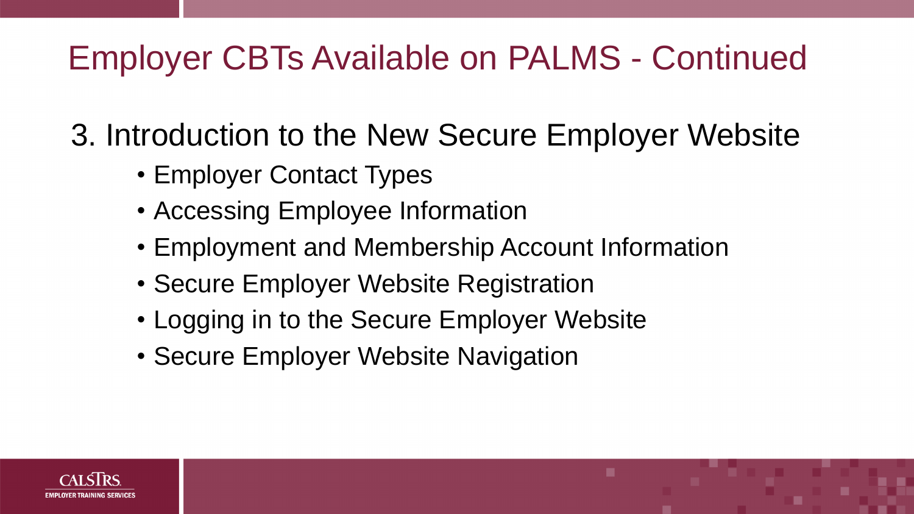# Employer CBTs Available on PALMS - Continued

3. Introduction to the New Secure Employer Website
    - Employer Contact Types
    - Accessing Employee Information
    - Employment and Membership Account Information
    - Secure Employer Website Registration
    - Logging in to the Secure Employer Website
    - Secure Employer Website Navigation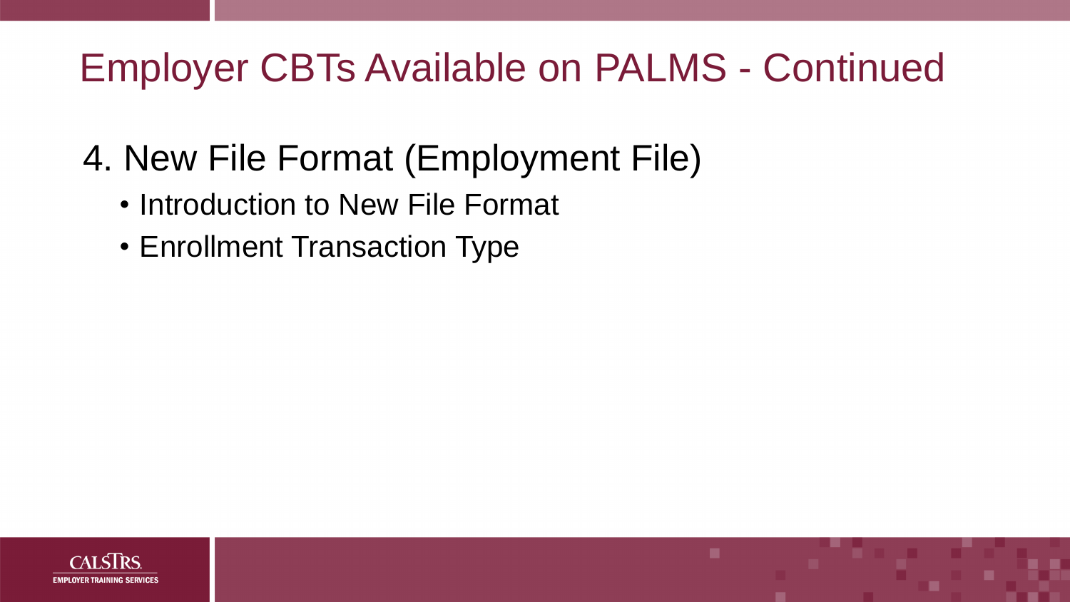# Employer CBTs Available on PALMS - Continued

4. New File Format (Employment File)
   - Introduction to New File Format
   - Enrollment Transaction Type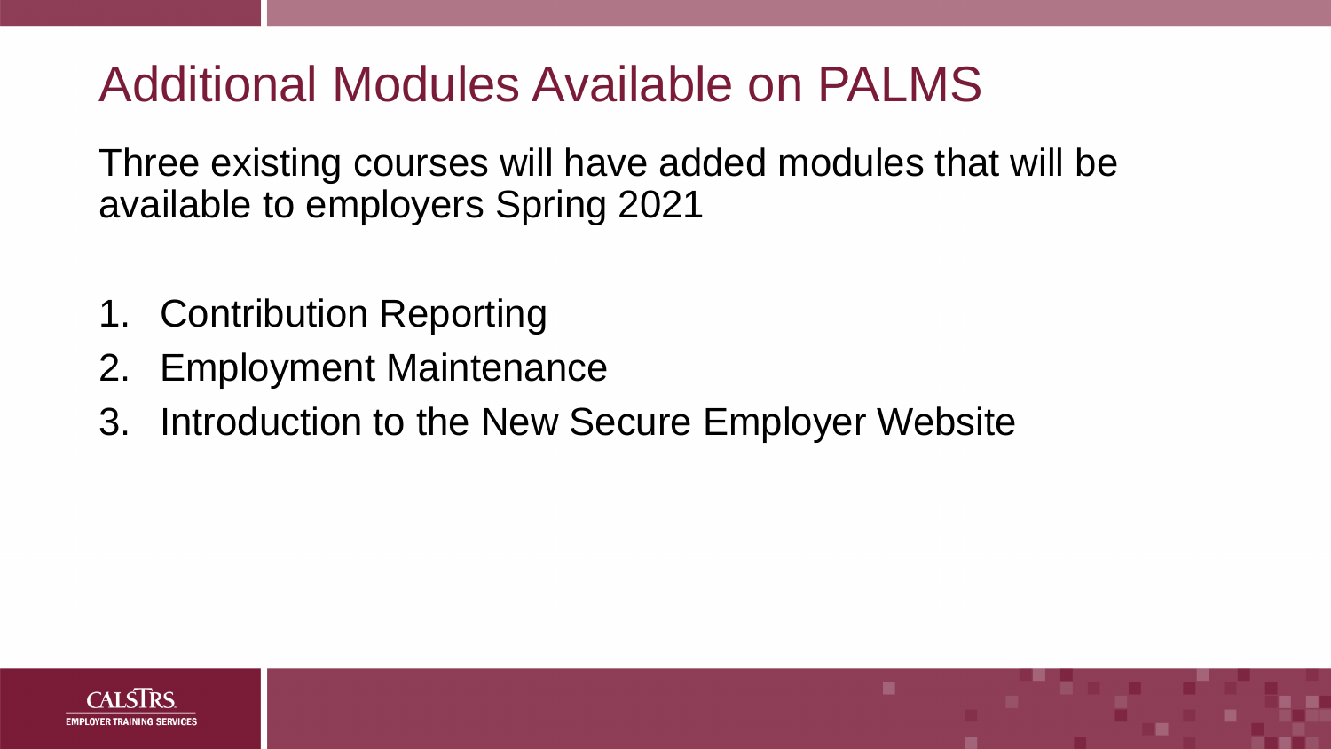# Additional Modules Available on PALMS

Three existing courses will have added modules that will be available to employers Spring 2021

1. Contribution Reporting
2. Employment Maintenance
3. Introduction to the New Secure Employer Website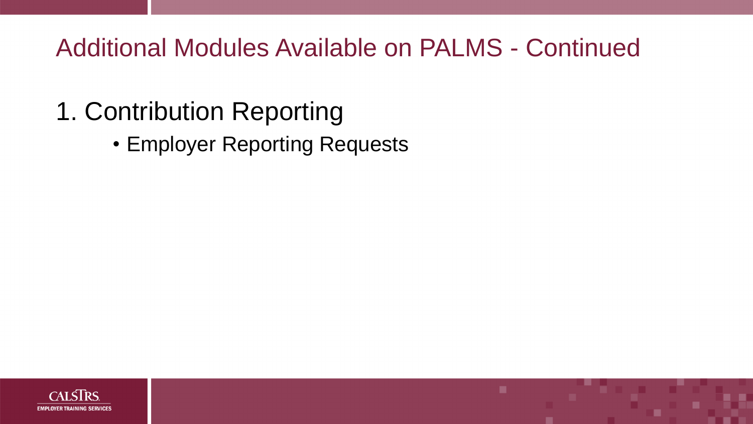# Additional Modules Available on PALMS - Continued

1. Contribution Reporting
    - Employer Reporting Requests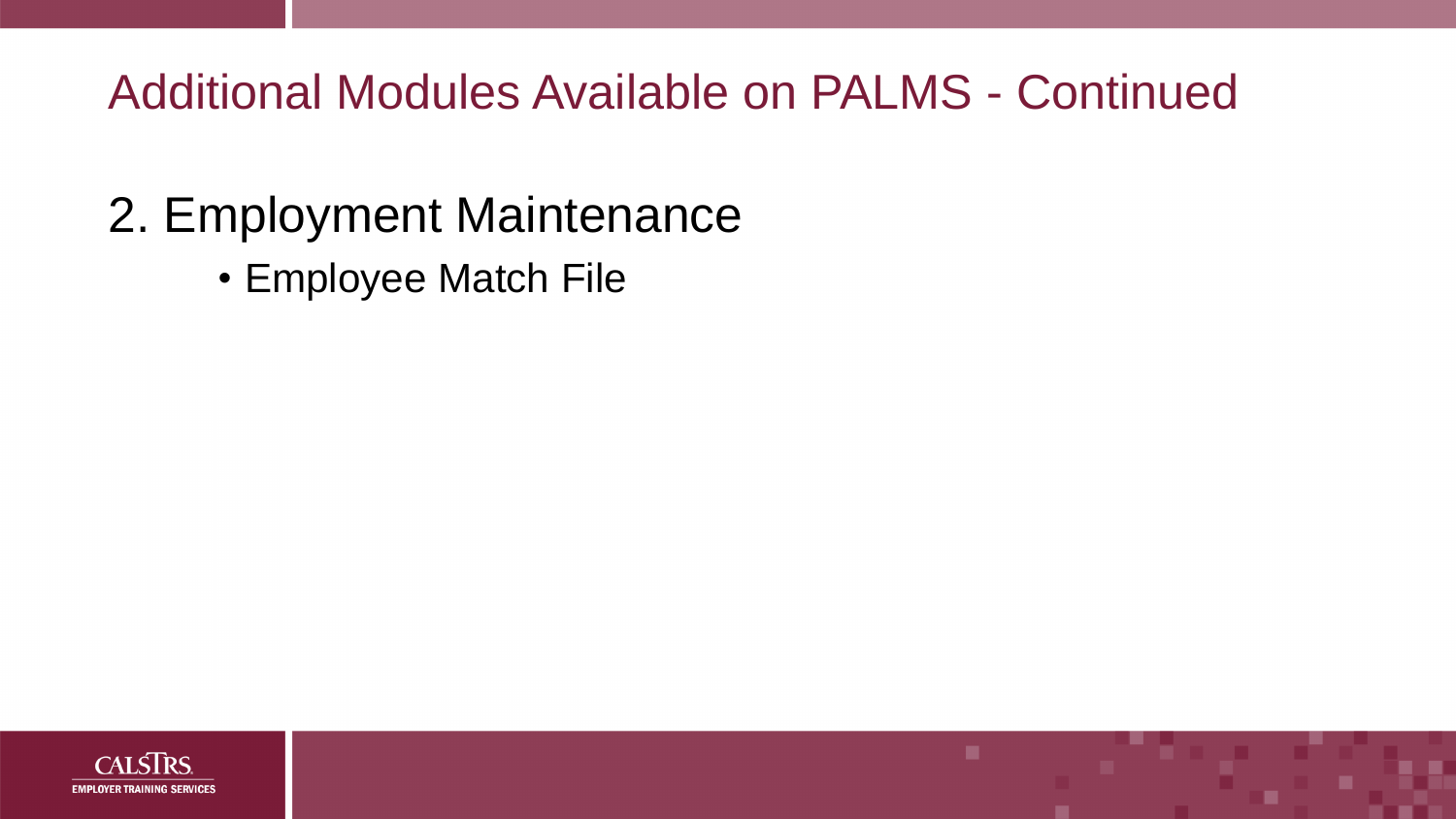# Additional Modules Available on PALMS - Continued

## 2. Employment Maintenance

- Employee Match File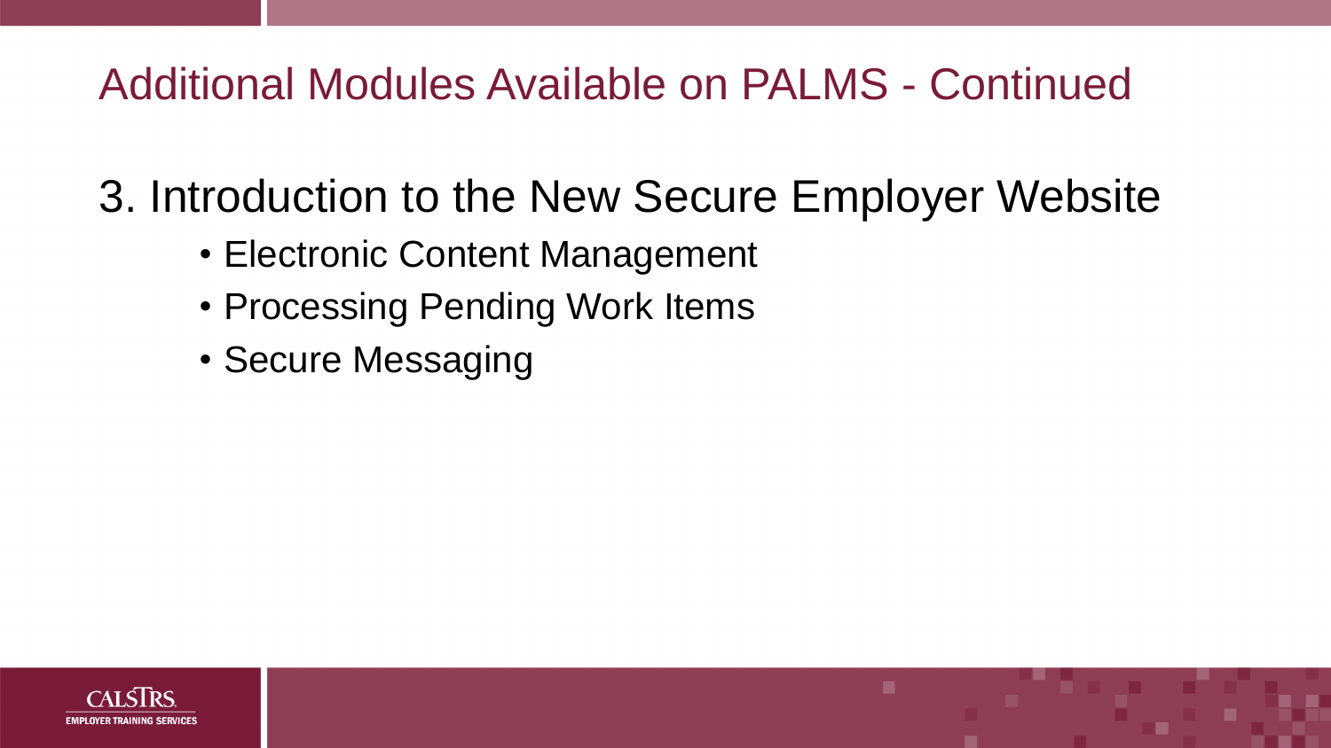# Additional Modules Available on PALMS - Continued

3. Introduction to the New Secure Employer Website
    - Electronic Content Management
    - Processing Pending Work Items
    - Secure Messaging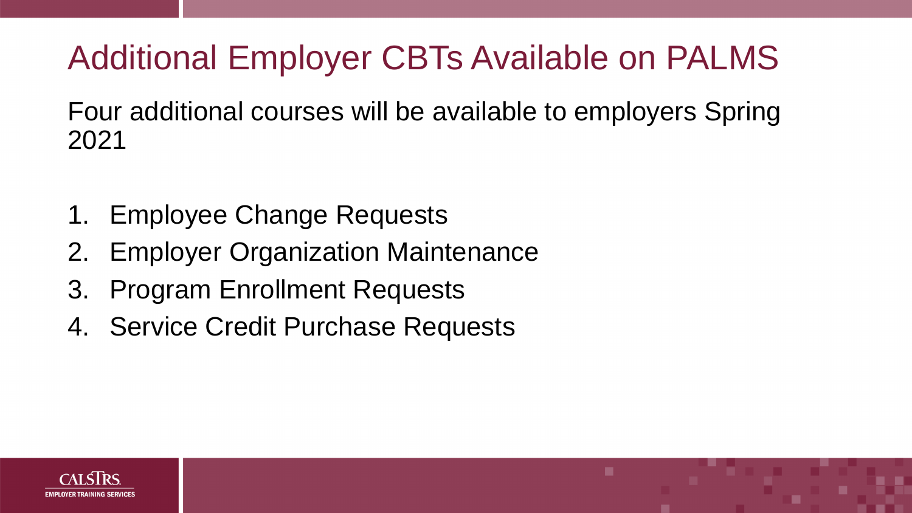# Additional Employer CBTs Available on PALMS

Four additional courses will be available to employers Spring 2021

1. Employee Change Requests
2. Employer Organization Maintenance
3. Program Enrollment Requests
4. Service Credit Purchase Requests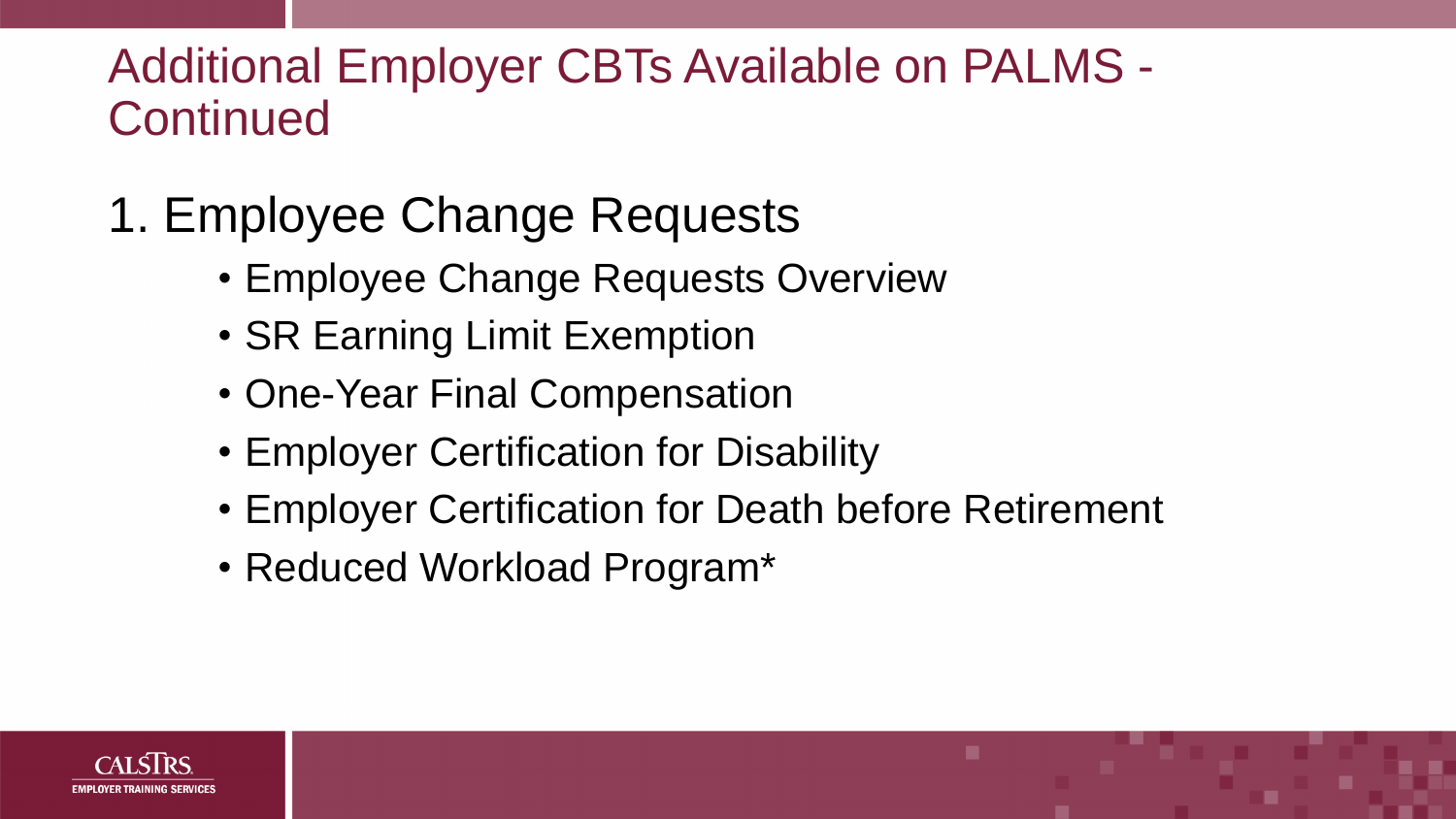# Additional Employer CBTs Available on PALMS - Continued

1. Employee Change Requests
    - Employee Change Requests Overview
    - SR Earning Limit Exemption
    - One-Year Final Compensation
    - Employer Certification for Disability
    - Employer Certification for Death before Retirement
    - Reduced Workload Program*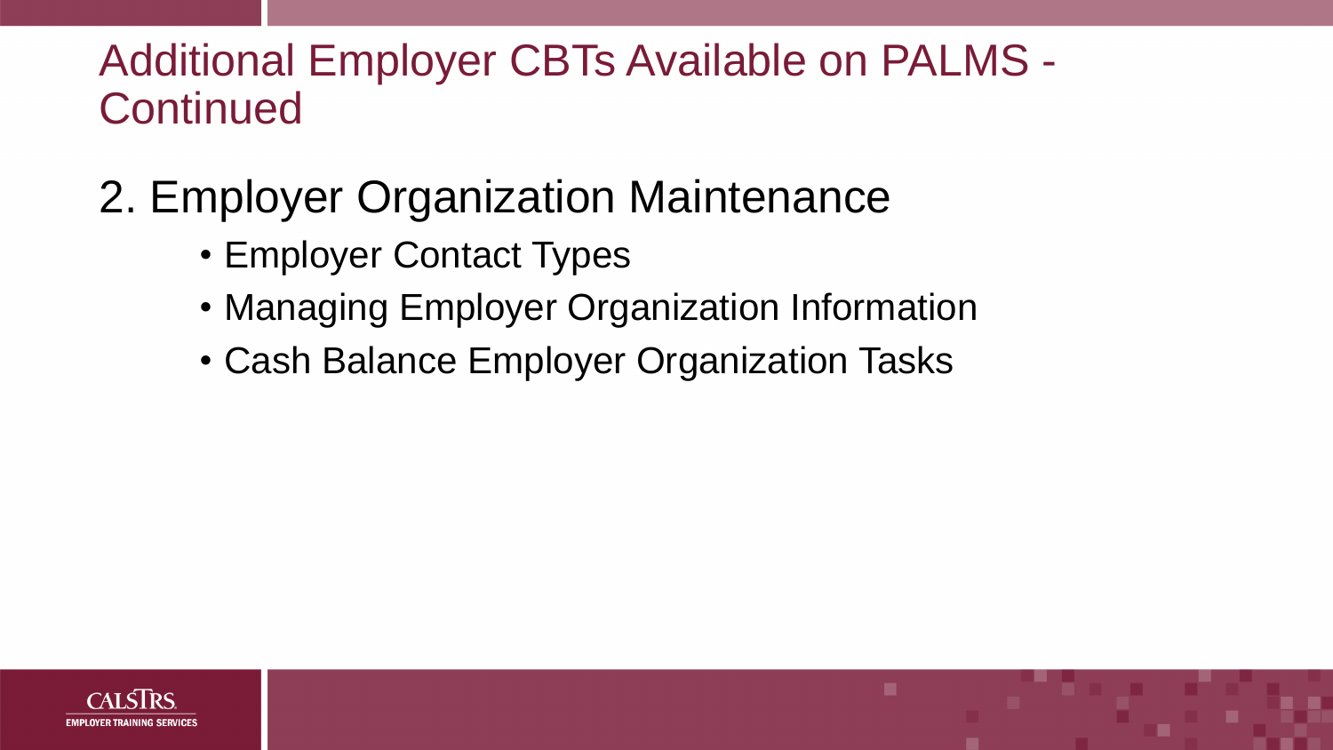# Additional Employer CBTs Available on PALMS - Continued

2. Employer Organization Maintenance
   - Employer Contact Types
   - Managing Employer Organization Information
   - Cash Balance Employer Organization Tasks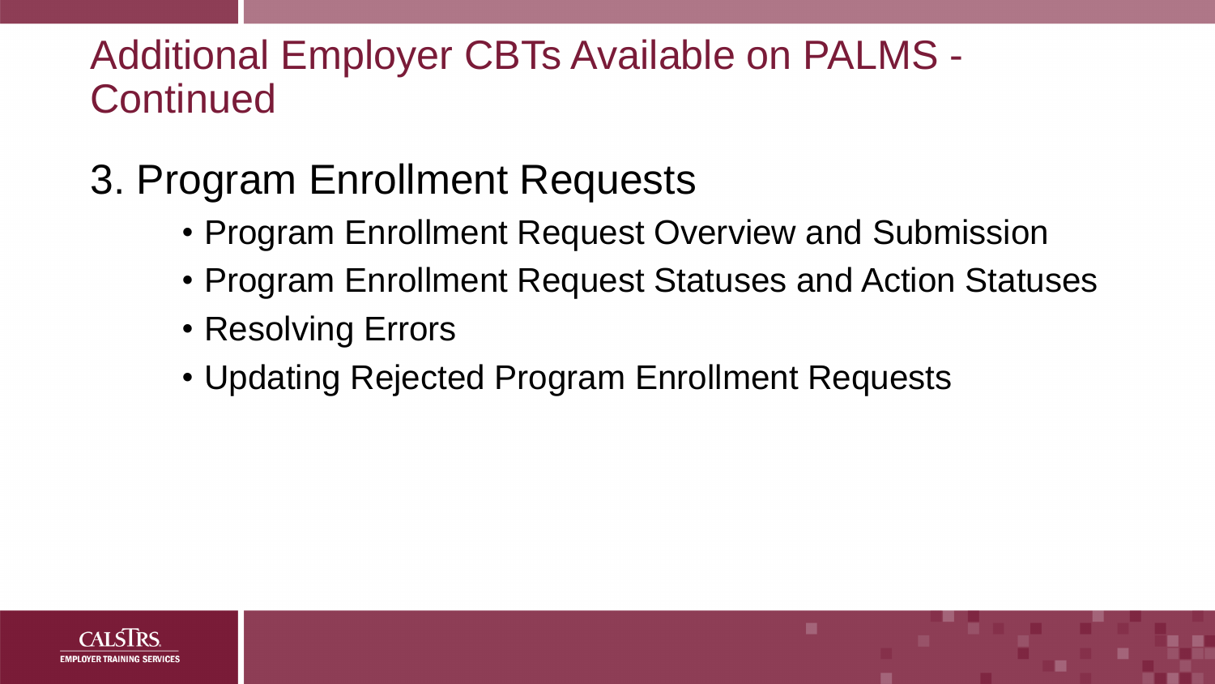# Additional Employer CBTs Available on PALMS - Continued

## 3. Program Enrollment Requests

- Program Enrollment Request Overview and Submission
- Program Enrollment Request Statuses and Action Statuses
- Resolving Errors
- Updating Rejected Program Enrollment Requests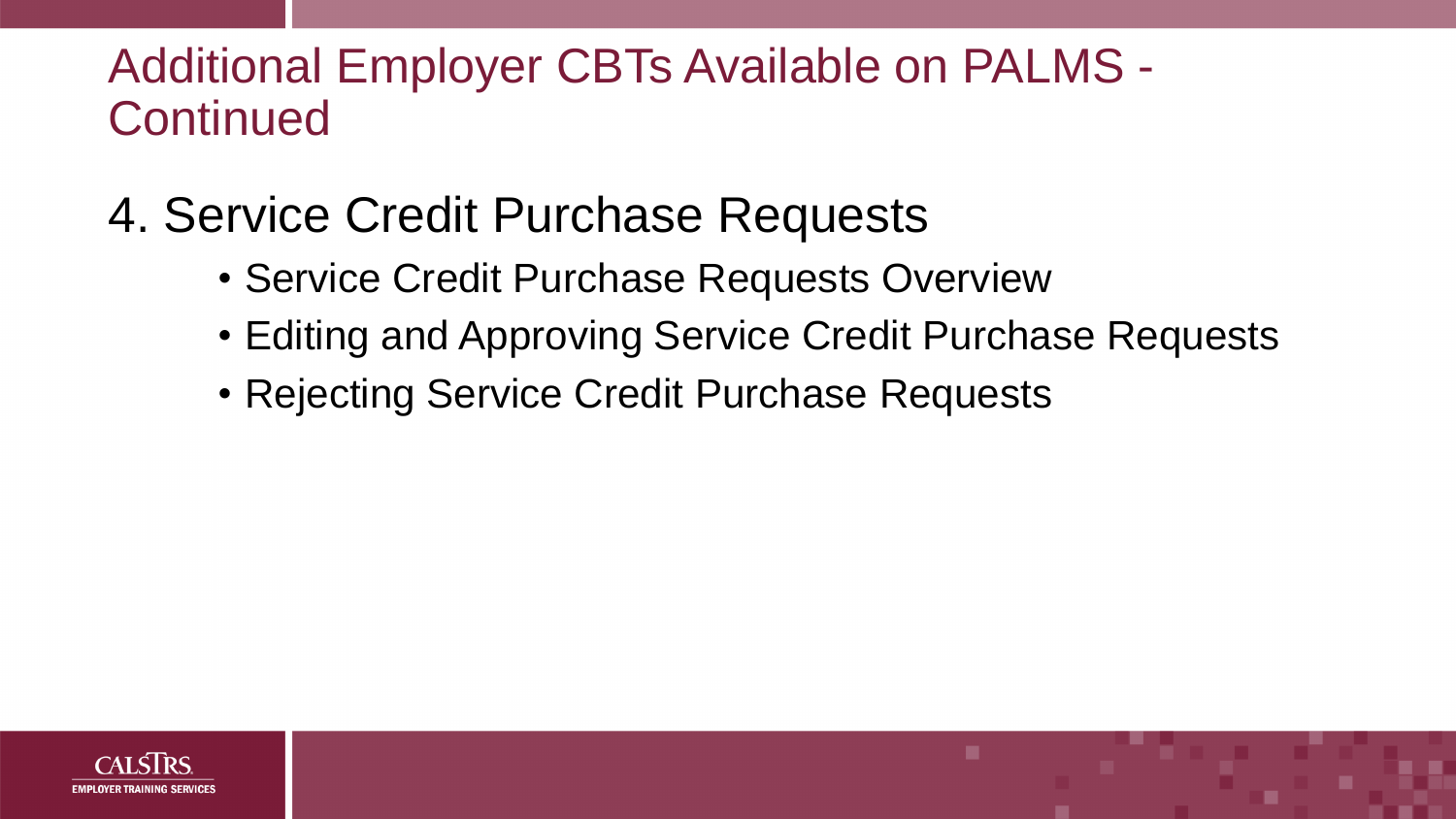# Additional Employer CBTs Available on PALMS - Continued

## 4. Service Credit Purchase Requests

- Service Credit Purchase Requests Overview
- Editing and Approving Service Credit Purchase Requests
- Rejecting Service Credit Purchase Requests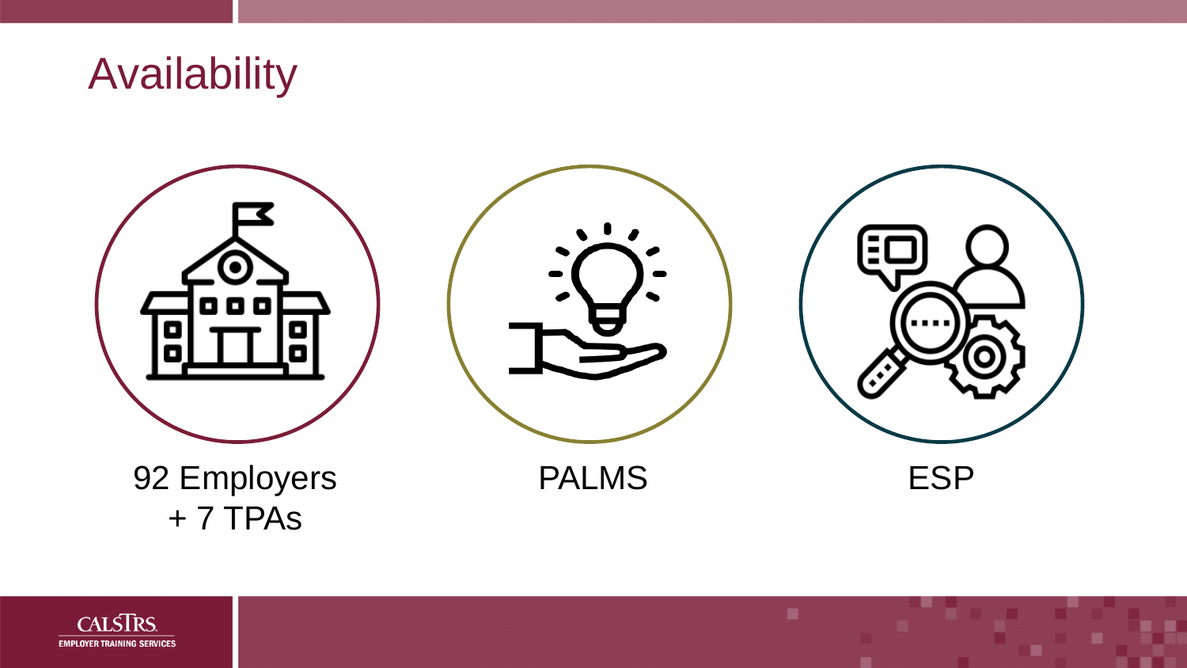# Availability

92 Employers
+ 7 TPAs

PALMS

ESP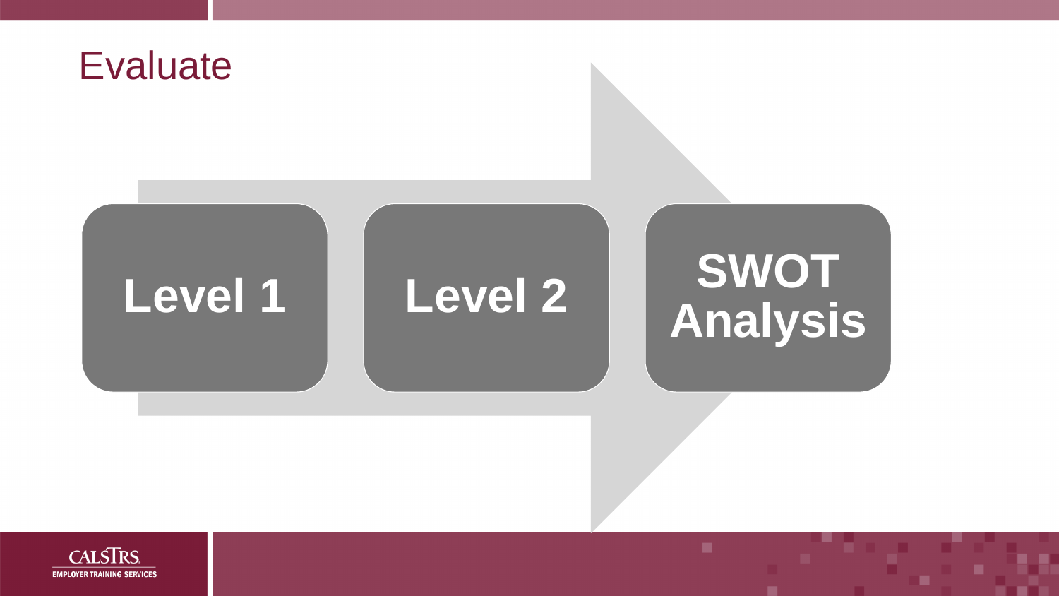# Evaluate

- Level 1
- Level 2
- SWOT Analysis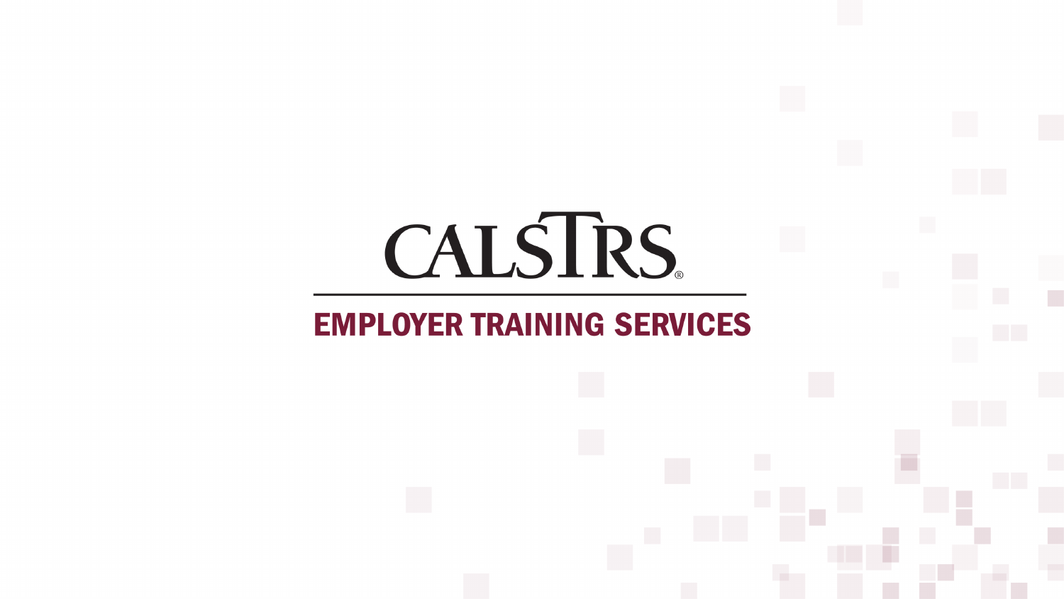CALSTRS®

EMPLOYER TRAINING SERVICES